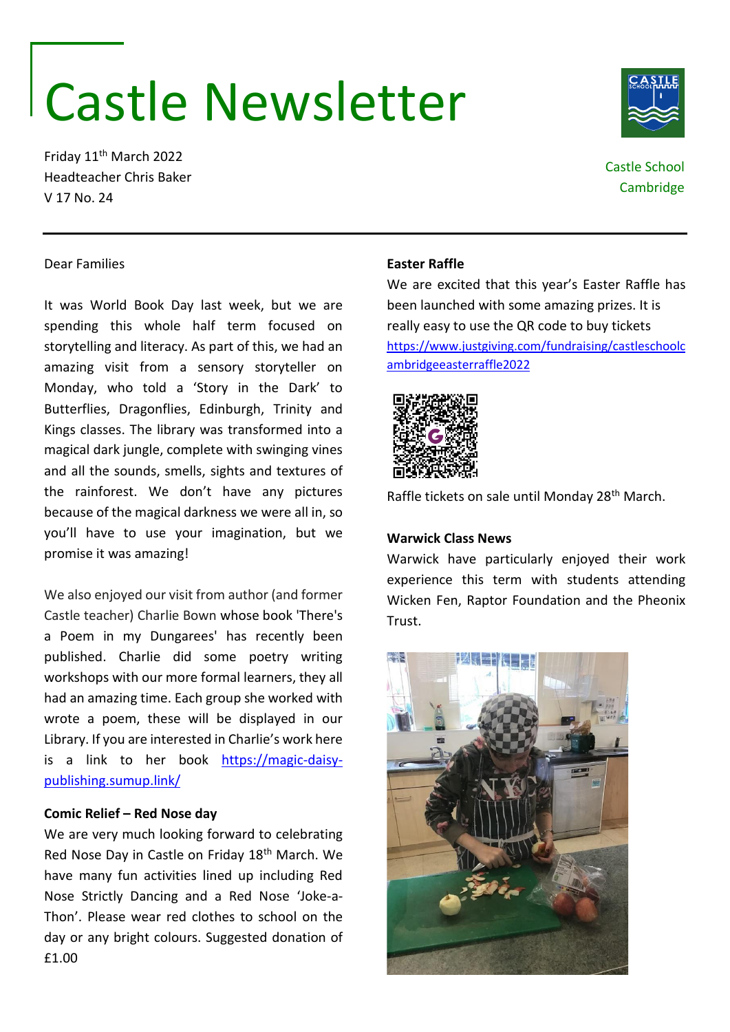# Castle Newsletter

Friday 11th March 2022
Headteacher Chris Baker
V 17 No. 24

Castle School
Cambridge

Dear Families

It was World Book Day last week, but we are spending this whole half term focused on storytelling and literacy. As part of this, we had an amazing visit from a sensory storyteller on Monday, who told a 'Story in the Dark' to Butterflies, Dragonflies, Edinburgh, Trinity and Kings classes. The library was transformed into a magical dark jungle, complete with swinging vines and all the sounds, smells, sights and textures of the rainforest. We don't have any pictures because of the magical darkness we were all in, so you'll have to use your imagination, but we promise it was amazing!

We also enjoyed our visit from author (and former Castle teacher) Charlie Bown whose book 'There's a Poem in my Dungarees' has recently been published. Charlie did some poetry writing workshops with our more formal learners, they all had an amazing time. Each group she worked with wrote a poem, these will be displayed in our Library. If you are interested in Charlie's work here is a link to her book https://magic-daisy-publishing.sumup.link/

**Comic Relief – Red Nose day**

We are very much looking forward to celebrating Red Nose Day in Castle on Friday 18th March. We have many fun activities lined up including Red Nose Strictly Dancing and a Red Nose 'Joke-a-Thon'. Please wear red clothes to school on the day or any bright colours. Suggested donation of £1.00

**Easter Raffle**

We are excited that this year's Easter Raffle has been launched with some amazing prizes. It is really easy to use the QR code to buy tickets https://www.justgiving.com/fundraising/castleschoolcambridgeeasterraffle2022

Raffle tickets on sale until Monday 28th March.

**Warwick Class News**

Warwick have particularly enjoyed their work experience this term with students attending Wicken Fen, Raptor Foundation and the Pheonix Trust.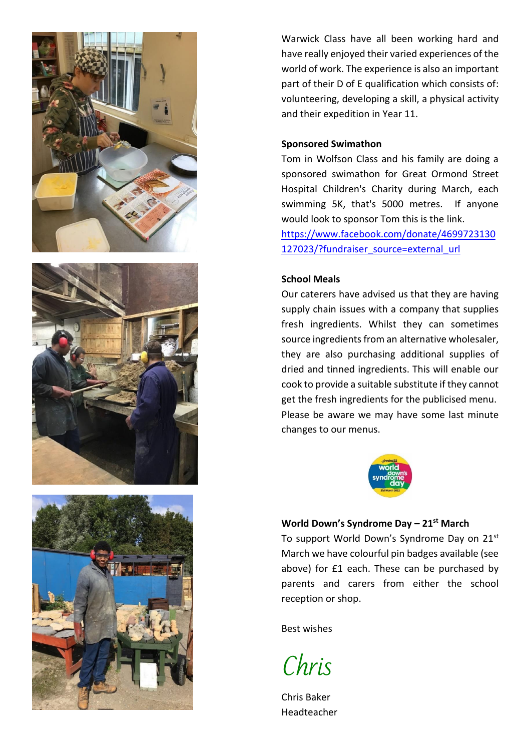Warwick Class have all been working hard and have really enjoyed their varied experiences of the world of work. The experience is also an important part of their D of E qualification which consists of: volunteering, developing a skill, a physical activity and their expedition in Year 11.

**Sponsored Swimathon**

Tom in Wolfson Class and his family are doing a sponsored swimathon for Great Ormond Street Hospital Children's Charity during March, each swimming 5K, that's 5000 metres. If anyone would look to sponsor Tom this is the link.
https://www.facebook.com/donate/4699723130127023/?fundraiser_source=external_url

**School Meals**

Our caterers have advised us that they are having supply chain issues with a company that supplies fresh ingredients. Whilst they can sometimes source ingredients from an alternative wholesaler, they are also purchasing additional supplies of dried and tinned ingredients. This will enable our cook to provide a suitable substitute if they cannot get the fresh ingredients for the publicised menu. Please be aware we may have some last minute changes to our menus.

**World Down's Syndrome Day – 21st March**

To support World Down's Syndrome Day on 21st March we have colourful pin badges available (see above) for £1 each. These can be purchased by parents and carers from either the school reception or shop.

Best wishes

*Chris*

Chris Baker
Headteacher